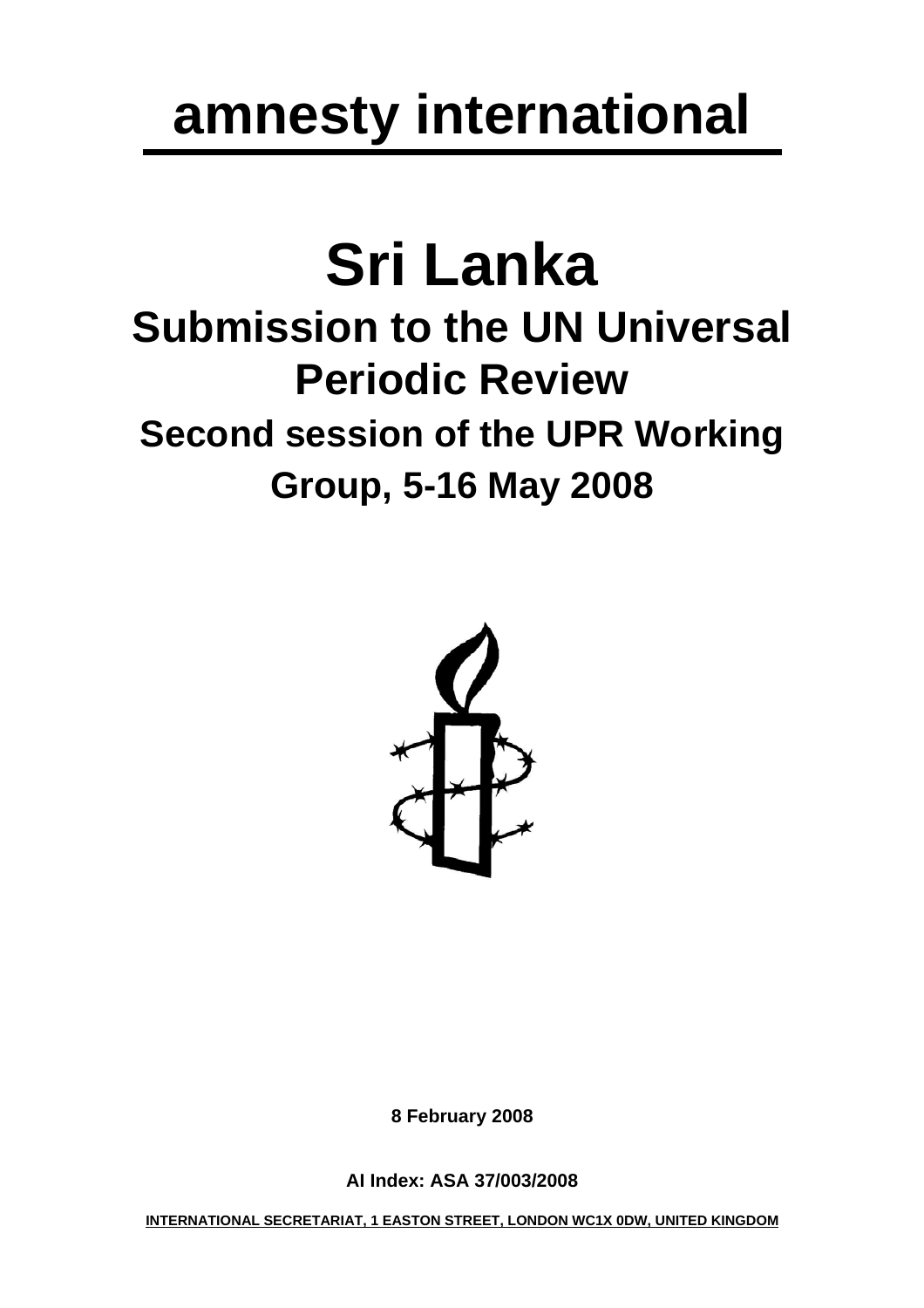# amnesty international

# Sri Lanka

## Submission to the UN Universal Periodic Review

### Second session of the UPR Working Group, 5-16 May 2008

**8 February 2008**

**AI Index: ASA 37/003/2008**

**INTERNATIONAL SECRETARIAT, 1 EASTON STREET, LONDON WC1X 0DW, UNITED KINGDOM**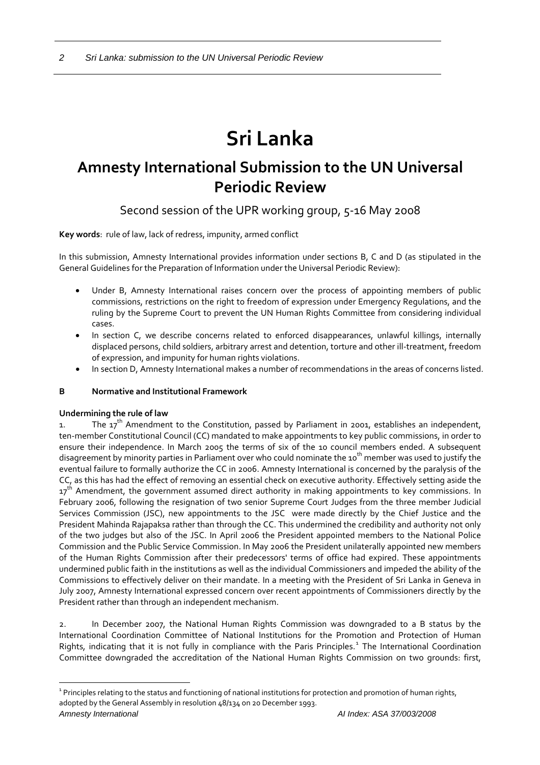# Sri Lanka

## Amnesty International Submission to the UN Universal Periodic Review

Second session of the UPR working group, 5-16 May 2008

**Key words**: rule of law, lack of redress, impunity, armed conflict

In this submission, Amnesty International provides information under sections B, C and D (as stipulated in the General Guidelines for the Preparation of Information under the Universal Periodic Review):

- Under B, Amnesty International raises concern over the process of appointing members of public commissions, restrictions on the right to freedom of expression under Emergency Regulations, and the ruling by the Supreme Court to prevent the UN Human Rights Committee from considering individual cases.
- In section C, we describe concerns related to enforced disappearances, unlawful killings, internally displaced persons, child soldiers, arbitrary arrest and detention, torture and other ill-treatment, freedom of expression, and impunity for human rights violations.
- In section D, Amnesty International makes a number of recommendations in the areas of concerns listed.

### B Normative and Institutional Framework

**Undermining the rule of law**

1. The 17th Amendment to the Constitution, passed by Parliament in 2001, establishes an independent, ten-member Constitutional Council (CC) mandated to make appointments to key public commissions, in order to ensure their independence. In March 2005 the terms of six of the 10 council members ended. A subsequent disagreement by minority parties in Parliament over who could nominate the 10th member was used to justify the eventual failure to formally authorize the CC in 2006. Amnesty International is concerned by the paralysis of the CC, as this has had the effect of removing an essential check on executive authority. Effectively setting aside the 17th Amendment, the government assumed direct authority in making appointments to key commissions. In February 2006, following the resignation of two senior Supreme Court Judges from the three member Judicial Services Commission (JSC), new appointments to the JSC were made directly by the Chief Justice and the President Mahinda Rajapaksa rather than through the CC. This undermined the credibility and authority not only of the two judges but also of the JSC. In April 2006 the President appointed members to the National Police Commission and the Public Service Commission. In May 2006 the President unilaterally appointed new members of the Human Rights Commission after their predecessors' terms of office had expired. These appointments undermined public faith in the institutions as well as the individual Commissioners and impeded the ability of the Commissions to effectively deliver on their mandate. In a meeting with the President of Sri Lanka in Geneva in July 2007, Amnesty International expressed concern over recent appointments of Commissioners directly by the President rather than through an independent mechanism.

2. In December 2007, the National Human Rights Commission was downgraded to a B status by the International Coordination Committee of National Institutions for the Promotion and Protection of Human Rights, indicating that it is not fully in compliance with the Paris Principles.[1] The International Coordination Committee downgraded the accreditation of the National Human Rights Commission on two grounds: first,

---

[1] Principles relating to the status and functioning of national institutions for protection and promotion of human rights, adopted by the General Assembly in resolution 48/134 on 20 December 1993.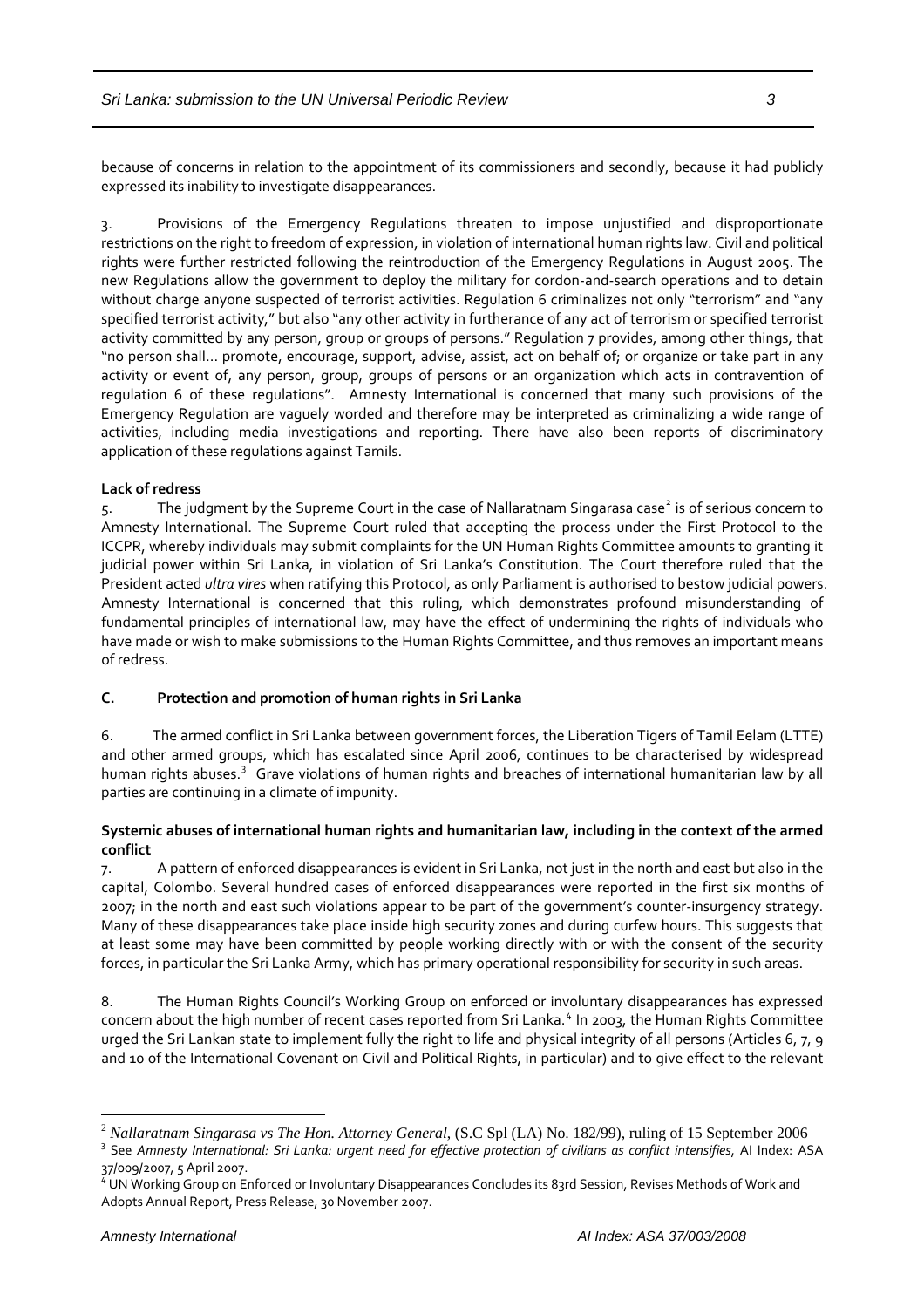because of concerns in relation to the appointment of its commissioners and secondly, because it had publicly expressed its inability to investigate disappearances.

3. Provisions of the Emergency Regulations threaten to impose unjustified and disproportionate restrictions on the right to freedom of expression, in violation of international human rights law. Civil and political rights were further restricted following the reintroduction of the Emergency Regulations in August 2005. The new Regulations allow the government to deploy the military for cordon-and-search operations and to detain without charge anyone suspected of terrorist activities. Regulation 6 criminalizes not only "terrorism" and "any specified terrorist activity," but also "any other activity in furtherance of any act of terrorism or specified terrorist activity committed by any person, group or groups of persons." Regulation 7 provides, among other things, that "no person shall… promote, encourage, support, advise, assist, act on behalf of; or organize or take part in any activity or event of, any person, group, groups of persons or an organization which acts in contravention of regulation 6 of these regulations". Amnesty International is concerned that many such provisions of the Emergency Regulation are vaguely worded and therefore may be interpreted as criminalizing a wide range of activities, including media investigations and reporting. There have also been reports of discriminatory application of these regulations against Tamils.

**Lack of redress**

5. The judgment by the Supreme Court in the case of Nallaratnam Singarasa case[2] is of serious concern to Amnesty International. The Supreme Court ruled that accepting the process under the First Protocol to the ICCPR, whereby individuals may submit complaints for the UN Human Rights Committee amounts to granting it judicial power within Sri Lanka, in violation of Sri Lanka's Constitution. The Court therefore ruled that the President acted *ultra vires* when ratifying this Protocol, as only Parliament is authorised to bestow judicial powers. Amnesty International is concerned that this ruling, which demonstrates profound misunderstanding of fundamental principles of international law, may have the effect of undermining the rights of individuals who have made or wish to make submissions to the Human Rights Committee, and thus removes an important means of redress.

## C. Protection and promotion of human rights in Sri Lanka

6. The armed conflict in Sri Lanka between government forces, the Liberation Tigers of Tamil Eelam (LTTE) and other armed groups, which has escalated since April 2006, continues to be characterised by widespread human rights abuses.[3] Grave violations of human rights and breaches of international humanitarian law by all parties are continuing in a climate of impunity.

**Systemic abuses of international human rights and humanitarian law, including in the context of the armed conflict**

7. A pattern of enforced disappearances is evident in Sri Lanka, not just in the north and east but also in the capital, Colombo. Several hundred cases of enforced disappearances were reported in the first six months of 2007; in the north and east such violations appear to be part of the government's counter-insurgency strategy. Many of these disappearances take place inside high security zones and during curfew hours. This suggests that at least some may have been committed by people working directly with or with the consent of the security forces, in particular the Sri Lanka Army, which has primary operational responsibility for security in such areas.

8. The Human Rights Council's Working Group on enforced or involuntary disappearances has expressed concern about the high number of recent cases reported from Sri Lanka.[4] In 2003, the Human Rights Committee urged the Sri Lankan state to implement fully the right to life and physical integrity of all persons (Articles 6, 7, 9 and 10 of the International Covenant on Civil and Political Rights, in particular) and to give effect to the relevant

---

[2] *Nallaratnam Singarasa vs The Hon. Attorney General*, (S.C Spl (LA) No. 182/99), ruling of 15 September 2006

[3] See *Amnesty International: Sri Lanka: urgent need for effective protection of civilians as conflict intensifies*, AI Index: ASA 37/009/2007, 5 April 2007.

[4] UN Working Group on Enforced or Involuntary Disappearances Concludes its 83rd Session, Revises Methods of Work and Adopts Annual Report, Press Release, 30 November 2007.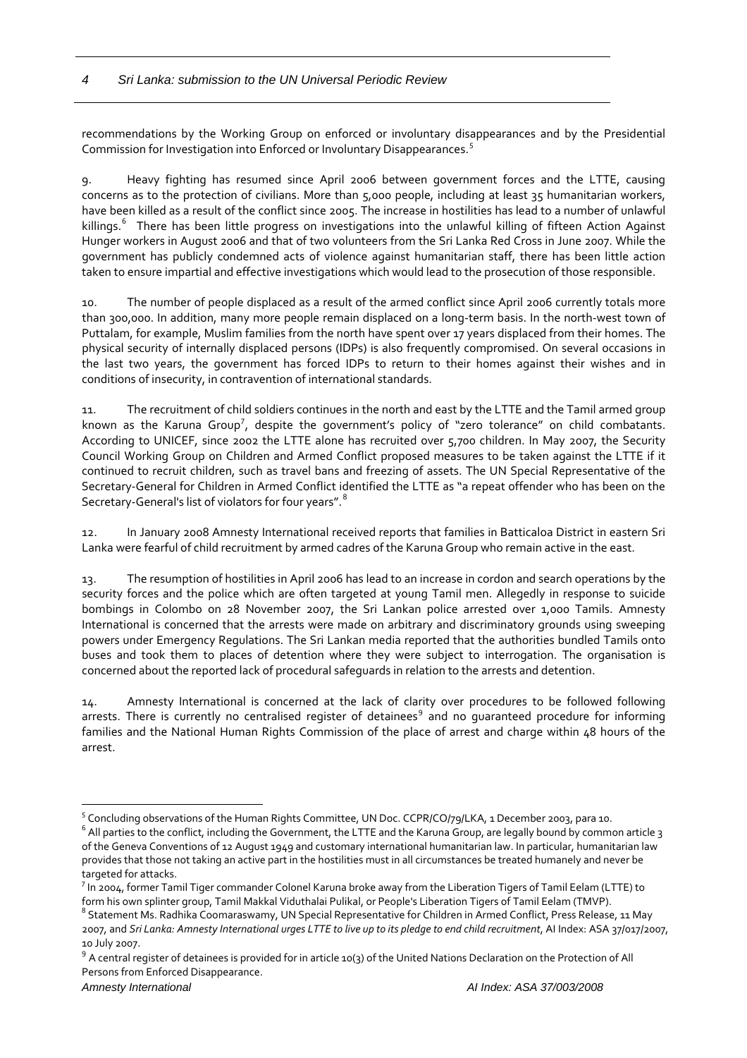recommendations by the Working Group on enforced or involuntary disappearances and by the Presidential Commission for Investigation into Enforced or Involuntary Disappearances.[5]

9. Heavy fighting has resumed since April 2006 between government forces and the LTTE, causing concerns as to the protection of civilians. More than 5,000 people, including at least 35 humanitarian workers, have been killed as a result of the conflict since 2005. The increase in hostilities has lead to a number of unlawful killings.[6] There has been little progress on investigations into the unlawful killing of fifteen Action Against Hunger workers in August 2006 and that of two volunteers from the Sri Lanka Red Cross in June 2007. While the government has publicly condemned acts of violence against humanitarian staff, there has been little action taken to ensure impartial and effective investigations which would lead to the prosecution of those responsible.

10. The number of people displaced as a result of the armed conflict since April 2006 currently totals more than 300,000. In addition, many more people remain displaced on a long-term basis. In the north-west town of Puttalam, for example, Muslim families from the north have spent over 17 years displaced from their homes. The physical security of internally displaced persons (IDPs) is also frequently compromised. On several occasions in the last two years, the government has forced IDPs to return to their homes against their wishes and in conditions of insecurity, in contravention of international standards.

11. The recruitment of child soldiers continues in the north and east by the LTTE and the Tamil armed group known as the Karuna Group[7], despite the government's policy of "zero tolerance" on child combatants. According to UNICEF, since 2002 the LTTE alone has recruited over 5,700 children. In May 2007, the Security Council Working Group on Children and Armed Conflict proposed measures to be taken against the LTTE if it continued to recruit children, such as travel bans and freezing of assets. The UN Special Representative of the Secretary-General for Children in Armed Conflict identified the LTTE as "a repeat offender who has been on the Secretary-General's list of violators for four years".[8]

12. In January 2008 Amnesty International received reports that families in Batticaloa District in eastern Sri Lanka were fearful of child recruitment by armed cadres of the Karuna Group who remain active in the east.

13. The resumption of hostilities in April 2006 has lead to an increase in cordon and search operations by the security forces and the police which are often targeted at young Tamil men. Allegedly in response to suicide bombings in Colombo on 28 November 2007, the Sri Lankan police arrested over 1,000 Tamils. Amnesty International is concerned that the arrests were made on arbitrary and discriminatory grounds using sweeping powers under Emergency Regulations. The Sri Lankan media reported that the authorities bundled Tamils onto buses and took them to places of detention where they were subject to interrogation. The organisation is concerned about the reported lack of procedural safeguards in relation to the arrests and detention.

14. Amnesty International is concerned at the lack of clarity over procedures to be followed following arrests. There is currently no centralised register of detainees[9] and no guaranteed procedure for informing families and the National Human Rights Commission of the place of arrest and charge within 48 hours of the arrest.

---

[5] Concluding observations of the Human Rights Committee, UN Doc. CCPR/CO/79/LKA, 1 December 2003, para 10.

[6] All parties to the conflict, including the Government, the LTTE and the Karuna Group, are legally bound by common article 3 of the Geneva Conventions of 12 August 1949 and customary international humanitarian law. In particular, humanitarian law provides that those not taking an active part in the hostilities must in all circumstances be treated humanely and never be targeted for attacks.

[7] In 2004, former Tamil Tiger commander Colonel Karuna broke away from the Liberation Tigers of Tamil Eelam (LTTE) to form his own splinter group, Tamil Makkal Viduthalai Pulikal, or People's Liberation Tigers of Tamil Eelam (TMVP).

[8] Statement Ms. Radhika Coomaraswamy, UN Special Representative for Children in Armed Conflict, Press Release, 11 May 2007, and *Sri Lanka: Amnesty International urges LTTE to live up to its pledge to end child recruitment*, AI Index: ASA 37/017/2007, 10 July 2007.

[9] A central register of detainees is provided for in article 10(3) of the United Nations Declaration on the Protection of All Persons from Enforced Disappearance.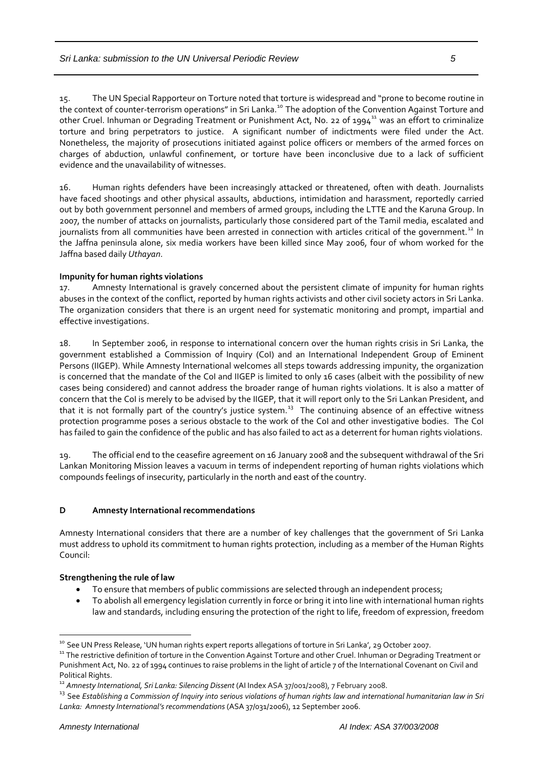15. The UN Special Rapporteur on Torture noted that torture is widespread and "prone to become routine in the context of counter-terrorism operations" in Sri Lanka.[10] The adoption of the Convention Against Torture and other Cruel. Inhuman or Degrading Treatment or Punishment Act, No. 22 of 1994[11] was an effort to criminalize torture and bring perpetrators to justice. A significant number of indictments were filed under the Act. Nonetheless, the majority of prosecutions initiated against police officers or members of the armed forces on charges of abduction, unlawful confinement, or torture have been inconclusive due to a lack of sufficient evidence and the unavailability of witnesses.

16. Human rights defenders have been increasingly attacked or threatened, often with death. Journalists have faced shootings and other physical assaults, abductions, intimidation and harassment, reportedly carried out by both government personnel and members of armed groups, including the LTTE and the Karuna Group. In 2007, the number of attacks on journalists, particularly those considered part of the Tamil media, escalated and journalists from all communities have been arrested in connection with articles critical of the government.[12] In the Jaffna peninsula alone, six media workers have been killed since May 2006, four of whom worked for the Jaffna based daily *Uthayan*.

**Impunity for human rights violations**

17. Amnesty International is gravely concerned about the persistent climate of impunity for human rights abuses in the context of the conflict, reported by human rights activists and other civil society actors in Sri Lanka. The organization considers that there is an urgent need for systematic monitoring and prompt, impartial and effective investigations.

18. In September 2006, in response to international concern over the human rights crisis in Sri Lanka, the government established a Commission of Inquiry (CoI) and an International Independent Group of Eminent Persons (IIGEP). While Amnesty International welcomes all steps towards addressing impunity, the organization is concerned that the mandate of the CoI and IIGEP is limited to only 16 cases (albeit with the possibility of new cases being considered) and cannot address the broader range of human rights violations. It is also a matter of concern that the CoI is merely to be advised by the IIGEP, that it will report only to the Sri Lankan President, and that it is not formally part of the country's justice system.[13] The continuing absence of an effective witness protection programme poses a serious obstacle to the work of the CoI and other investigative bodies. The CoI has failed to gain the confidence of the public and has also failed to act as a deterrent for human rights violations.

19. The official end to the ceasefire agreement on 16 January 2008 and the subsequent withdrawal of the Sri Lankan Monitoring Mission leaves a vacuum in terms of independent reporting of human rights violations which compounds feelings of insecurity, particularly in the north and east of the country.

## D Amnesty International recommendations

Amnesty International considers that there are a number of key challenges that the government of Sri Lanka must address to uphold its commitment to human rights protection, including as a member of the Human Rights Council:

**Strengthening the rule of law**

- To ensure that members of public commissions are selected through an independent process;
- To abolish all emergency legislation currently in force or bring it into line with international human rights law and standards, including ensuring the protection of the right to life, freedom of expression, freedom

---

[10] See UN Press Release, 'UN human rights expert reports allegations of torture in Sri Lanka', 29 October 2007.

[11] The restrictive definition of torture in the Convention Against Torture and other Cruel. Inhuman or Degrading Treatment or Punishment Act, No. 22 of 1994 continues to raise problems in the light of article 7 of the International Covenant on Civil and Political Rights.

[12] *Amnesty International, Sri Lanka: Silencing Dissent* (AI Index ASA 37/001/2008), 7 February 2008.

[13] See *Establishing a Commission of Inquiry into serious violations of human rights law and international humanitarian law in Sri Lanka: Amnesty International's recommendations* (ASA 37/031/2006), 12 September 2006.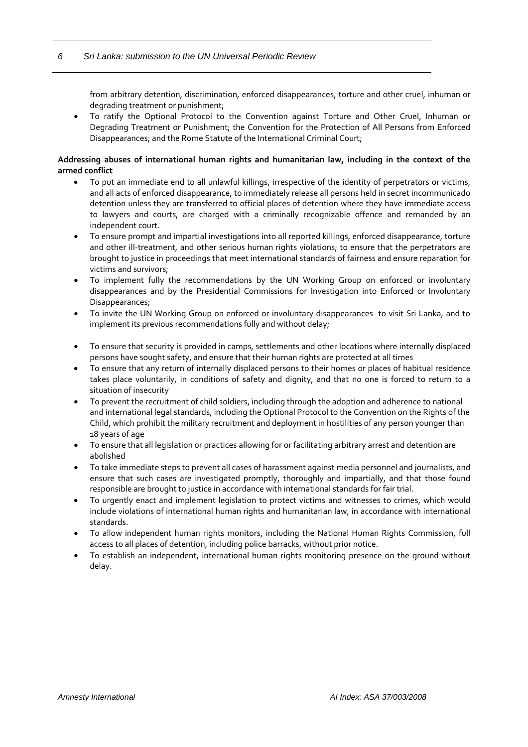from arbitrary detention, discrimination, enforced disappearances, torture and other cruel, inhuman or degrading treatment or punishment;

- To ratify the Optional Protocol to the Convention against Torture and Other Cruel, Inhuman or Degrading Treatment or Punishment; the Convention for the Protection of All Persons from Enforced Disappearances; and the Rome Statute of the International Criminal Court;

**Addressing abuses of international human rights and humanitarian law, including in the context of the armed conflict**

- To put an immediate end to all unlawful killings, irrespective of the identity of perpetrators or victims, and all acts of enforced disappearance, to immediately release all persons held in secret incommunicado detention unless they are transferred to official places of detention where they have immediate access to lawyers and courts, are charged with a criminally recognizable offence and remanded by an independent court.
- To ensure prompt and impartial investigations into all reported killings, enforced disappearance, torture and other ill-treatment, and other serious human rights violations; to ensure that the perpetrators are brought to justice in proceedings that meet international standards of fairness and ensure reparation for victims and survivors;
- To implement fully the recommendations by the UN Working Group on enforced or involuntary disappearances and by the Presidential Commissions for Investigation into Enforced or Involuntary Disappearances;
- To invite the UN Working Group on enforced or involuntary disappearances to visit Sri Lanka, and to implement its previous recommendations fully and without delay;
- To ensure that security is provided in camps, settlements and other locations where internally displaced persons have sought safety, and ensure that their human rights are protected at all times
- To ensure that any return of internally displaced persons to their homes or places of habitual residence takes place voluntarily, in conditions of safety and dignity, and that no one is forced to return to a situation of insecurity
- To prevent the recruitment of child soldiers, including through the adoption and adherence to national and international legal standards, including the Optional Protocol to the Convention on the Rights of the Child, which prohibit the military recruitment and deployment in hostilities of any person younger than 18 years of age
- To ensure that all legislation or practices allowing for or facilitating arbitrary arrest and detention are abolished
- To take immediate steps to prevent all cases of harassment against media personnel and journalists, and ensure that such cases are investigated promptly, thoroughly and impartially, and that those found responsible are brought to justice in accordance with international standards for fair trial.
- To urgently enact and implement legislation to protect victims and witnesses to crimes, which would include violations of international human rights and humanitarian law, in accordance with international standards.
- To allow independent human rights monitors, including the National Human Rights Commission, full access to all places of detention, including police barracks, without prior notice.
- To establish an independent, international human rights monitoring presence on the ground without delay.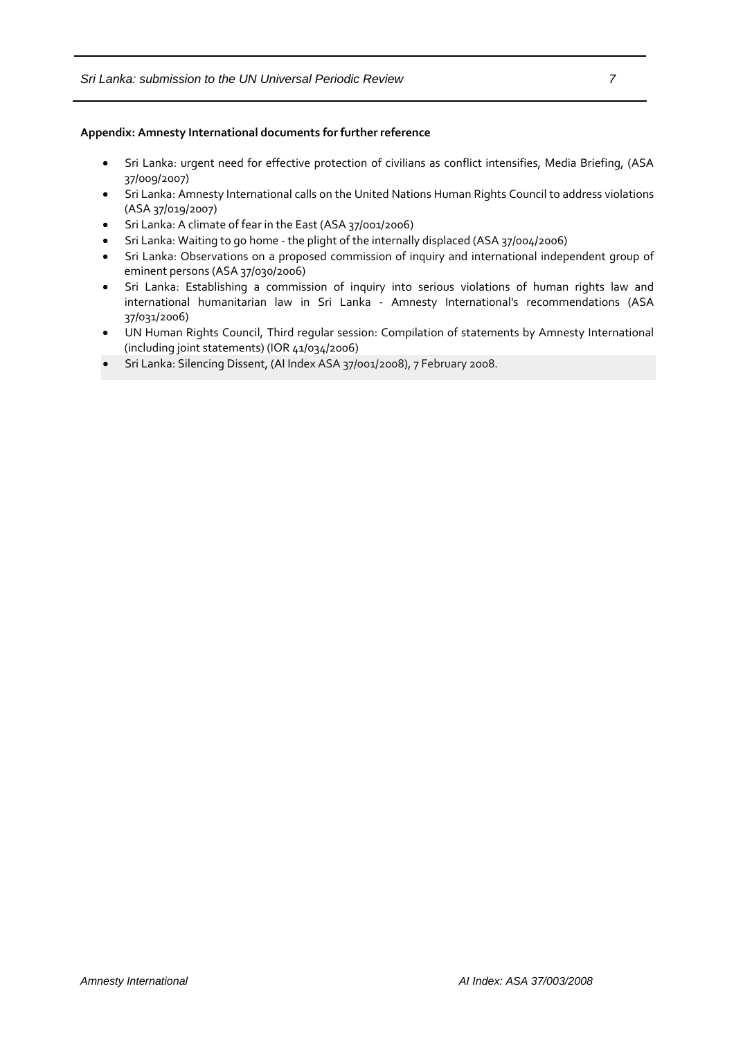**Appendix: Amnesty International documents for further reference**

- Sri Lanka: urgent need for effective protection of civilians as conflict intensifies, Media Briefing, (ASA 37/009/2007)
- Sri Lanka: Amnesty International calls on the United Nations Human Rights Council to address violations (ASA 37/019/2007)
- Sri Lanka: A climate of fear in the East (ASA 37/001/2006)
- Sri Lanka: Waiting to go home - the plight of the internally displaced (ASA 37/004/2006)
- Sri Lanka: Observations on a proposed commission of inquiry and international independent group of eminent persons (ASA 37/030/2006)
- Sri Lanka: Establishing a commission of inquiry into serious violations of human rights law and international humanitarian law in Sri Lanka - Amnesty International's recommendations (ASA 37/031/2006)
- UN Human Rights Council, Third regular session: Compilation of statements by Amnesty International (including joint statements) (IOR 41/034/2006)
- Sri Lanka: Silencing Dissent, (AI Index ASA 37/001/2008), 7 February 2008.